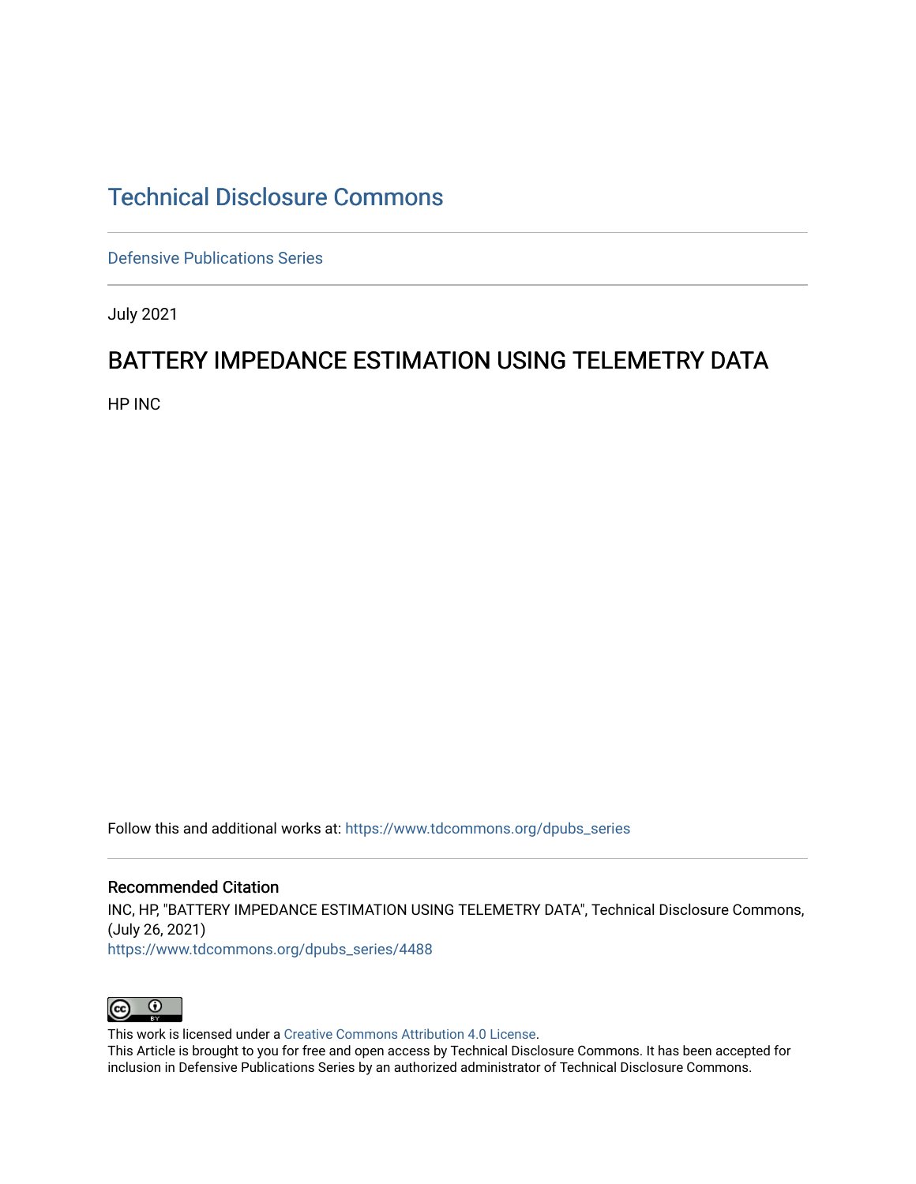# Technical Disclosure Commons

Defensive Publications Series

July 2021

## BATTERY IMPEDANCE ESTIMATION USING TELEMETRY DATA

HP INC

Follow this and additional works at: https://www.tdcommons.org/dpubs_series

### Recommended Citation

INC, HP, "BATTERY IMPEDANCE ESTIMATION USING TELEMETRY DATA", Technical Disclosure Commons, (July 26, 2021)
https://www.tdcommons.org/dpubs_series/4488

This work is licensed under a Creative Commons Attribution 4.0 License.
This Article is brought to you for free and open access by Technical Disclosure Commons. It has been accepted for inclusion in Defensive Publications Series by an authorized administrator of Technical Disclosure Commons.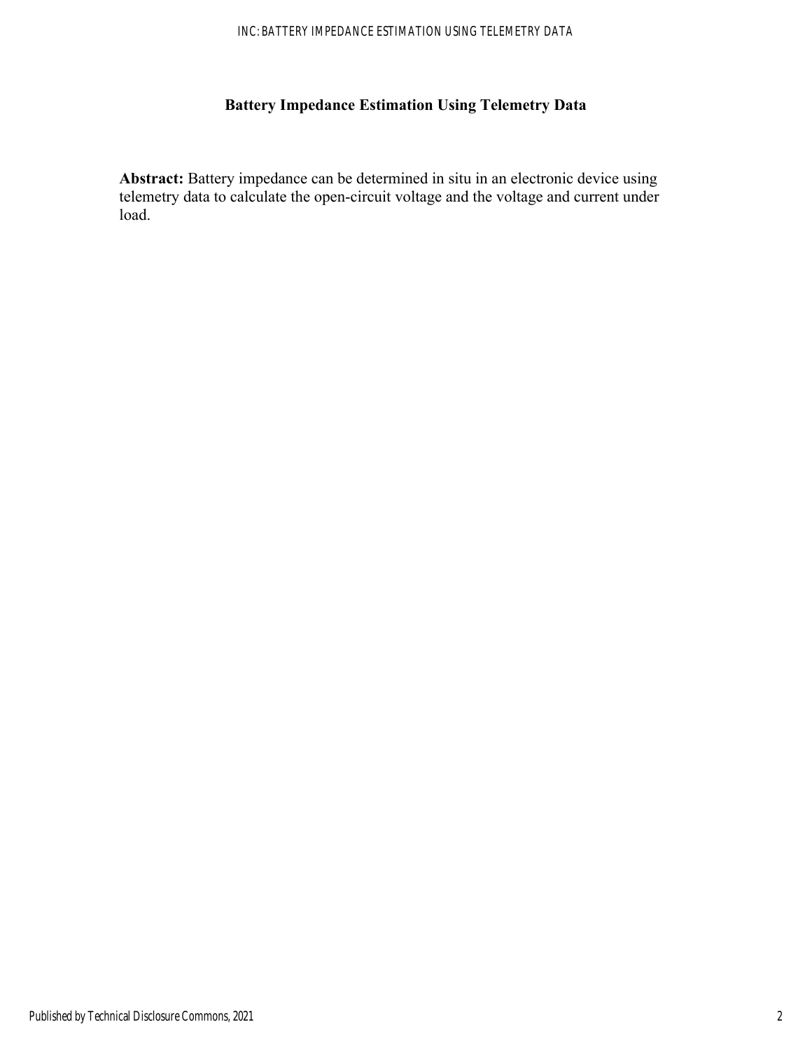# Battery Impedance Estimation Using Telemetry Data

**Abstract:** Battery impedance can be determined in situ in an electronic device using telemetry data to calculate the open-circuit voltage and the voltage and current under load.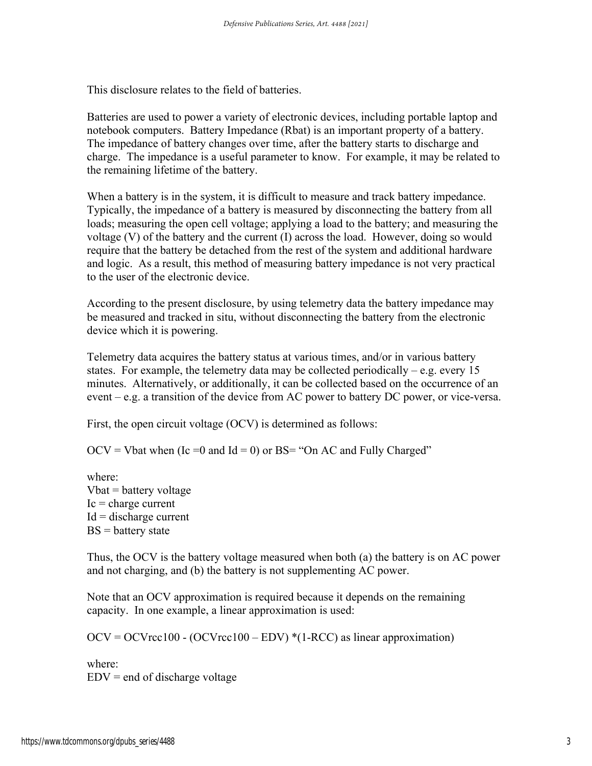This disclosure relates to the field of batteries.

Batteries are used to power a variety of electronic devices, including portable laptop and notebook computers. Battery Impedance (Rbat) is an important property of a battery. The impedance of battery changes over time, after the battery starts to discharge and charge. The impedance is a useful parameter to know. For example, it may be related to the remaining lifetime of the battery.

When a battery is in the system, it is difficult to measure and track battery impedance. Typically, the impedance of a battery is measured by disconnecting the battery from all loads; measuring the open cell voltage; applying a load to the battery; and measuring the voltage (V) of the battery and the current (I) across the load. However, doing so would require that the battery be detached from the rest of the system and additional hardware and logic. As a result, this method of measuring battery impedance is not very practical to the user of the electronic device.

According to the present disclosure, by using telemetry data the battery impedance may be measured and tracked in situ, without disconnecting the battery from the electronic device which it is powering.

Telemetry data acquires the battery status at various times, and/or in various battery states. For example, the telemetry data may be collected periodically – e.g. every 15 minutes. Alternatively, or additionally, it can be collected based on the occurrence of an event – e.g. a transition of the device from AC power to battery DC power, or vice-versa.

First, the open circuit voltage (OCV) is determined as follows:

OCV = Vbat when (Ic =0 and Id = 0) or BS= "On AC and Fully Charged"

where:
Vbat = battery voltage
Ic = charge current
Id = discharge current
BS = battery state

Thus, the OCV is the battery voltage measured when both (a) the battery is on AC power and not charging, and (b) the battery is not supplementing AC power.

Note that an OCV approximation is required because it depends on the remaining capacity. In one example, a linear approximation is used:

OCV = OCVrcc100 - (OCVrcc100 – EDV) *(1-RCC) as linear approximation)

where:
EDV = end of discharge voltage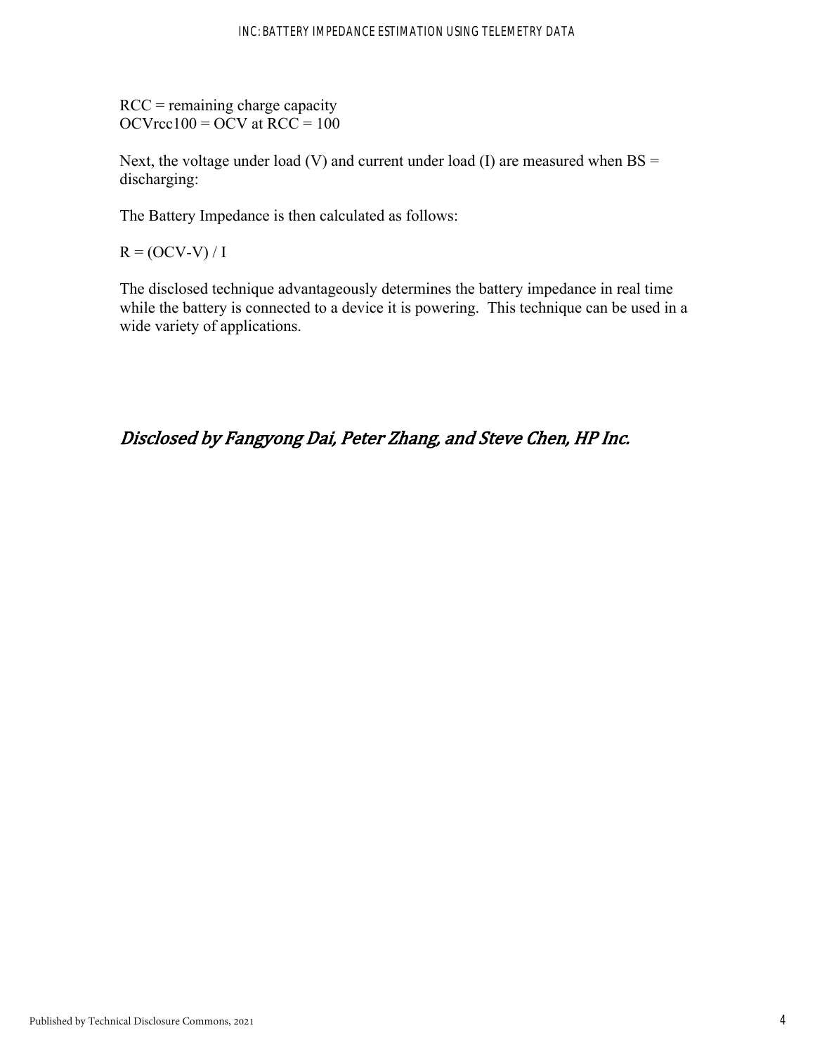RCC = remaining charge capacity
OCVrcc100 = OCV at RCC = 100

Next, the voltage under load (V) and current under load (I) are measured when BS = discharging:

The Battery Impedance is then calculated as follows:

$R = (OCV-V) / I$

The disclosed technique advantageously determines the battery impedance in real time while the battery is connected to a device it is powering. This technique can be used in a wide variety of applications.

*Disclosed by Fangyong Dai, Peter Zhang, and Steve Chen, HP Inc.*